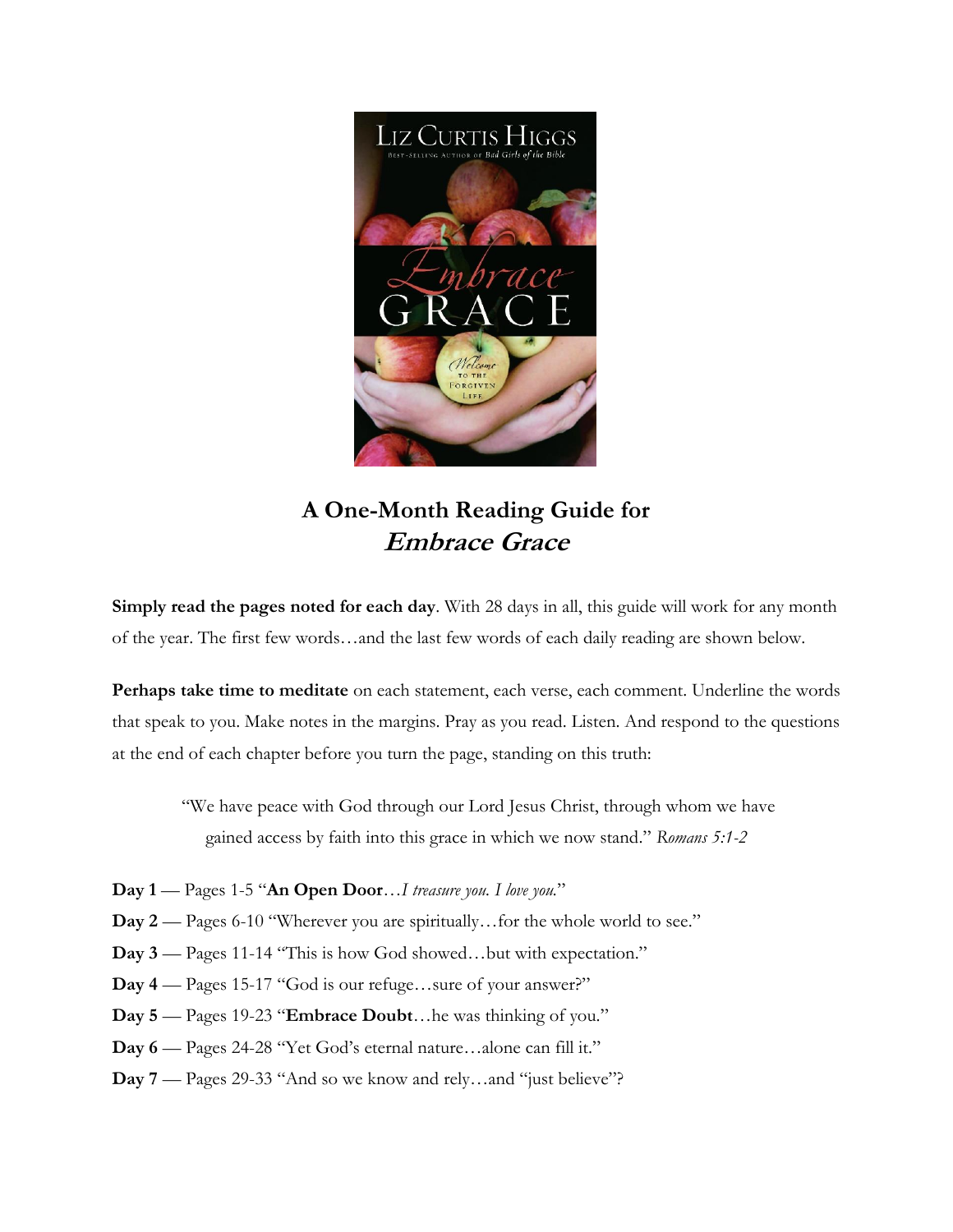## A One-Month Reading Guide for *Embrace Grace*

**Simply read the pages noted for each day**. With 28 days in all, this guide will work for any month of the year. The first few words…and the last few words of each daily reading are shown below.

**Perhaps take time to meditate** on each statement, each verse, each comment. Underline the words that speak to you. Make notes in the margins. Pray as you read. Listen. And respond to the questions at the end of each chapter before you turn the page, standing on this truth:

> "We have peace with God through our Lord Jesus Christ, through whom we have gained access by faith into this grace in which we now stand." *Romans 5:1-2*

**Day 1** — Pages 1-5 "**An Open Door**…*I treasure you. I love you.*"

**Day 2** — Pages 6-10 "Wherever you are spiritually…for the whole world to see."

**Day 3** — Pages 11-14 "This is how God showed…but with expectation."

**Day 4** — Pages 15-17 "God is our refuge…sure of your answer?"

**Day 5** — Pages 19-23 "**Embrace Doubt**…he was thinking of you."

**Day 6** — Pages 24-28 "Yet God's eternal nature…alone can fill it."

**Day 7** — Pages 29-33 "And so we know and rely…and "just believe"?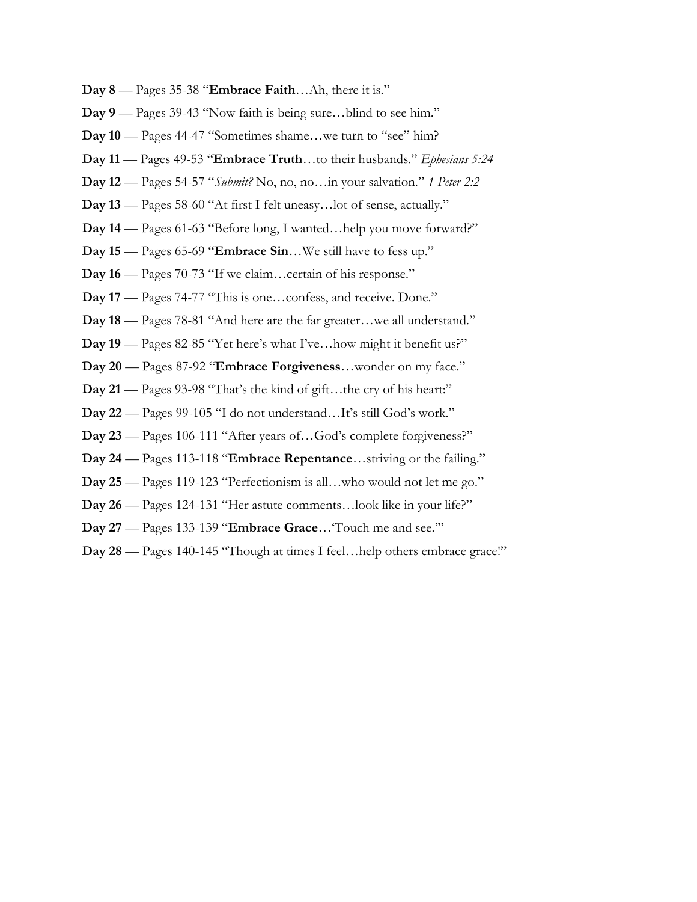**Day 8** — Pages 35-38 "**Embrace Faith**…Ah, there it is."

**Day 9** — Pages 39-43 "Now faith is being sure…blind to see him."

**Day 10** — Pages 44-47 "Sometimes shame…we turn to "see" him?

**Day 11** — Pages 49-53 "**Embrace Truth**…to their husbands." *Ephesians 5:24*

**Day 12** — Pages 54-57 "*Submit?* No, no, no…in your salvation." *1 Peter 2:2*

**Day 13** — Pages 58-60 "At first I felt uneasy…lot of sense, actually."

**Day 14** — Pages 61-63 "Before long, I wanted…help you move forward?"

**Day 15** — Pages 65-69 "**Embrace Sin**…We still have to fess up."

**Day 16** — Pages 70-73 "If we claim…certain of his response."

**Day 17** — Pages 74-77 "This is one…confess, and receive. Done."

**Day 18** — Pages 78-81 "And here are the far greater…we all understand."

**Day 19** — Pages 82-85 "Yet here's what I've…how might it benefit us?"

**Day 20** — Pages 87-92 "**Embrace Forgiveness**…wonder on my face."

**Day 21** — Pages 93-98 "That's the kind of gift…the cry of his heart:"

**Day 22** — Pages 99-105 "I do not understand…It's still God's work."

**Day 23** — Pages 106-111 "After years of…God's complete forgiveness?"

**Day 24** — Pages 113-118 "**Embrace Repentance**…striving or the failing."

**Day 25** — Pages 119-123 "Perfectionism is all…who would not let me go."

**Day 26** — Pages 124-131 "Her astute comments…look like in your life?"

**Day 27** — Pages 133-139 "**Embrace Grace**…'Touch me and see.'"

**Day 28** — Pages 140-145 "Though at times I feel…help others embrace grace!"